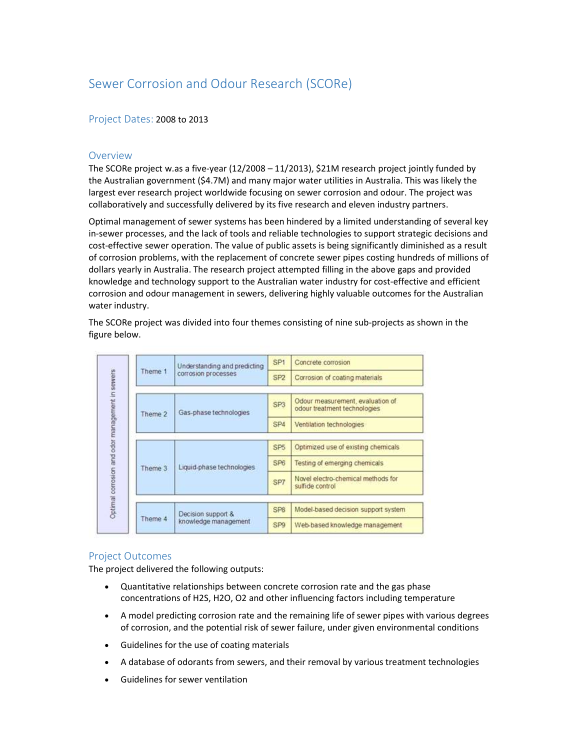# Sewer Corrosion and Odour Research (SCORe)

## Project Dates: 2008 to 2013

## Overview

The SCORe project w.as a five-year (12/2008 – 11/2013), $21M research project jointly funded by the Australian government ($4.7M) and many major water utilities in Australia. This was likely the largest ever research project worldwide focusing on sewer corrosion and odour. The project was collaboratively and successfully delivered by its five research and eleven industry partners.

Optimal management of sewer systems has been hindered by a limited understanding of several key in-sewer processes, and the lack of tools and reliable technologies to support strategic decisions and cost-effective sewer operation. The value of public assets is being significantly diminished as a result of corrosion problems, with the replacement of concrete sewer pipes costing hundreds of millions of dollars yearly in Australia. The research project attempted filling in the above gaps and provided knowledge and technology support to the Australian water industry for cost-effective and efficient corrosion and odour management in sewers, delivering highly valuable outcomes for the Australian water industry.

The SCORe project was divided into four themes consisting of nine sub-projects as shown in the figure below.

| Optimal corrosion and odor management in sewers | | | |
|---|---|---|---|
| Theme 1 | Understanding and predicting corrosion processes | SP1 | Concrete corrosion |
| | | SP2 | Corrosion of coating materials |
| Theme 2 | Gas-phase technologies | SP3 | Odour measurement, evaluation of odour treatment technologies |
| | | SP4 | Ventilation technologies |
| Theme 3 | Liquid-phase technologies | SP5 | Optimized use of existing chemicals |
| | | SP6 | Testing of emerging chemicals |
| | | SP7 | Novel electro-chemical methods for sulfide control |
| Theme 4 | Decision support & knowledge management | SP8 | Model-based decision support system |
| | | SP9 | Web-based knowledge management |

## Project Outcomes

The project delivered the following outputs:

- Quantitative relationships between concrete corrosion rate and the gas phase concentrations of $H_2S$, $H_2O$, $O_2$ and other influencing factors including temperature
- A model predicting corrosion rate and the remaining life of sewer pipes with various degrees of corrosion, and the potential risk of sewer failure, under given environmental conditions
- Guidelines for the use of coating materials
- A database of odorants from sewers, and their removal by various treatment technologies
- Guidelines for sewer ventilation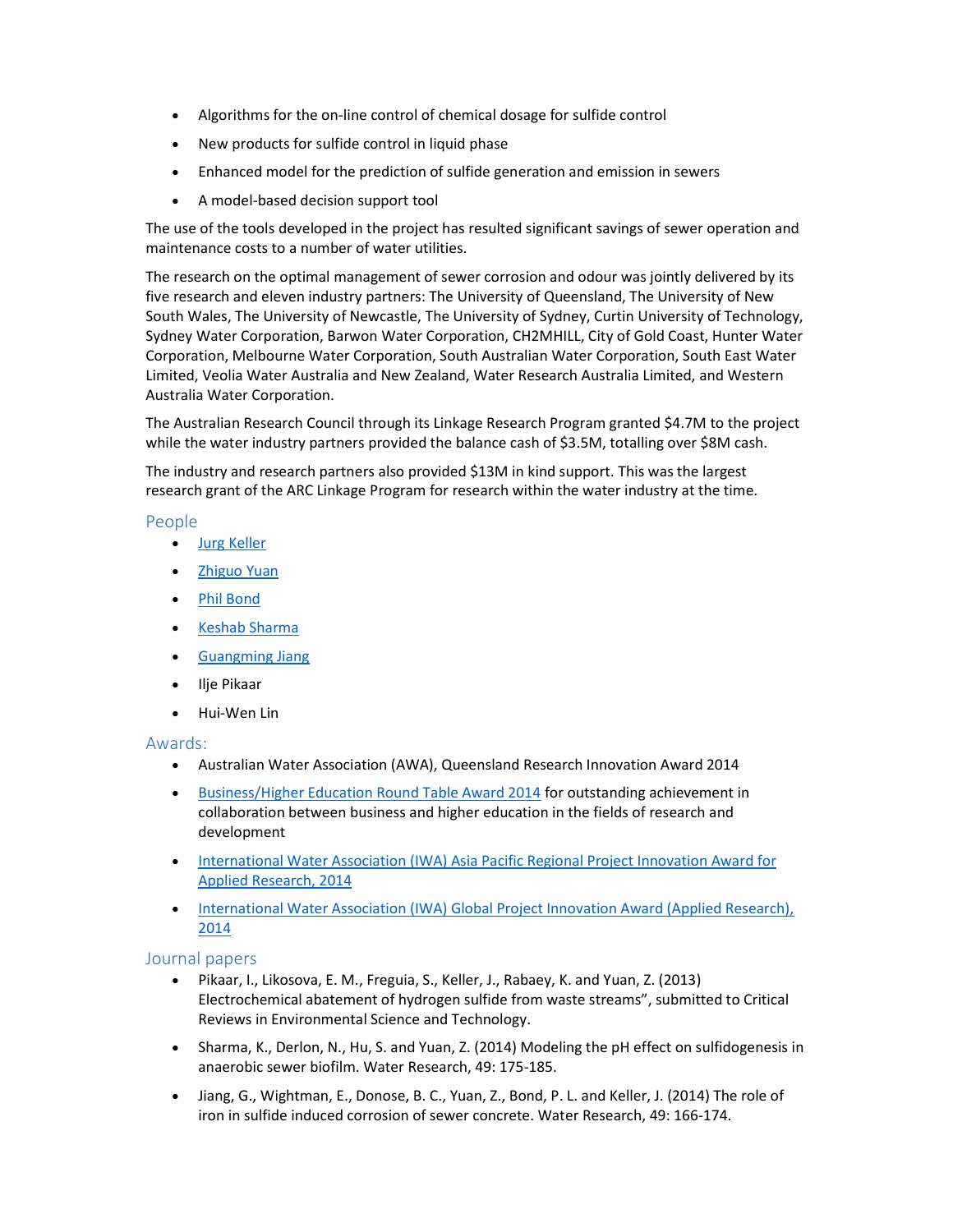- Algorithms for the on-line control of chemical dosage for sulfide control
- New products for sulfide control in liquid phase
- Enhanced model for the prediction of sulfide generation and emission in sewers
- A model-based decision support tool

The use of the tools developed in the project has resulted significant savings of sewer operation and maintenance costs to a number of water utilities.

The research on the optimal management of sewer corrosion and odour was jointly delivered by its five research and eleven industry partners: The University of Queensland, The University of New South Wales, The University of Newcastle, The University of Sydney, Curtin University of Technology, Sydney Water Corporation, Barwon Water Corporation, CH2MHILL, City of Gold Coast, Hunter Water Corporation, Melbourne Water Corporation, South Australian Water Corporation, South East Water Limited, Veolia Water Australia and New Zealand, Water Research Australia Limited, and Western Australia Water Corporation.

The Australian Research Council through its Linkage Research Program granted $4.7M to the project while the water industry partners provided the balance cash of $3.5M, totalling over $8M cash.

The industry and research partners also provided $13M in kind support. This was the largest research grant of the ARC Linkage Program for research within the water industry at the time.

## People

- Jurg Keller
- Zhiguo Yuan
- Phil Bond
- Keshab Sharma
- Guangming Jiang
- Ilje Pikaar
- Hui-Wen Lin

## Awards:

- Australian Water Association (AWA), Queensland Research Innovation Award 2014
- Business/Higher Education Round Table Award 2014 for outstanding achievement in collaboration between business and higher education in the fields of research and development
- International Water Association (IWA) Asia Pacific Regional Project Innovation Award for Applied Research, 2014
- International Water Association (IWA) Global Project Innovation Award (Applied Research), 2014

## Journal papers

- Pikaar, I., Likosova, E. M., Freguia, S., Keller, J., Rabaey, K. and Yuan, Z. (2013) Electrochemical abatement of hydrogen sulfide from waste streams", submitted to Critical Reviews in Environmental Science and Technology.
- Sharma, K., Derlon, N., Hu, S. and Yuan, Z. (2014) Modeling the pH effect on sulfidogenesis in anaerobic sewer biofilm. Water Research, 49: 175-185.
- Jiang, G., Wightman, E., Donose, B. C., Yuan, Z., Bond, P. L. and Keller, J. (2014) The role of iron in sulfide induced corrosion of sewer concrete. Water Research, 49: 166-174.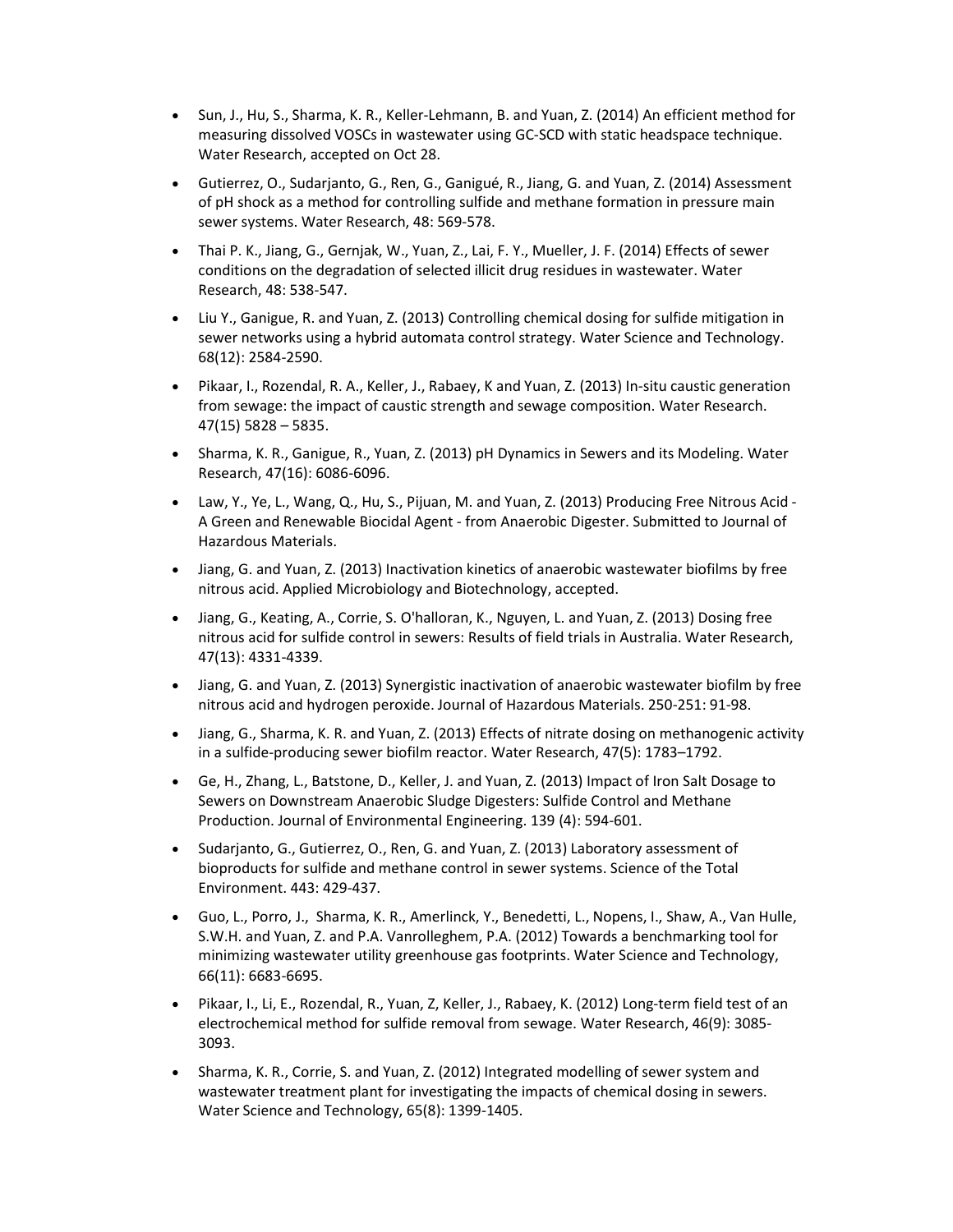- Sun, J., Hu, S., Sharma, K. R., Keller-Lehmann, B. and Yuan, Z. (2014) An efficient method for measuring dissolved VOSCs in wastewater using GC-SCD with static headspace technique. Water Research, accepted on Oct 28.

- Gutierrez, O., Sudarjanto, G., Ren, G., Ganigué, R., Jiang, G. and Yuan, Z. (2014) Assessment of pH shock as a method for controlling sulfide and methane formation in pressure main sewer systems. Water Research, 48: 569-578.

- Thai P. K., Jiang, G., Gernjak, W., Yuan, Z., Lai, F. Y., Mueller, J. F. (2014) Effects of sewer conditions on the degradation of selected illicit drug residues in wastewater. Water Research, 48: 538-547.

- Liu Y., Ganigue, R. and Yuan, Z. (2013) Controlling chemical dosing for sulfide mitigation in sewer networks using a hybrid automata control strategy. Water Science and Technology. 68(12): 2584-2590.

- Pikaar, I., Rozendal, R. A., Keller, J., Rabaey, K and Yuan, Z. (2013) In-situ caustic generation from sewage: the impact of caustic strength and sewage composition. Water Research. 47(15) 5828 – 5835.

- Sharma, K. R., Ganigue, R., Yuan, Z. (2013) pH Dynamics in Sewers and its Modeling. Water Research, 47(16): 6086-6096.

- Law, Y., Ye, L., Wang, Q., Hu, S., Pijuan, M. and Yuan, Z. (2013) Producing Free Nitrous Acid - A Green and Renewable Biocidal Agent - from Anaerobic Digester. Submitted to Journal of Hazardous Materials.

- Jiang, G. and Yuan, Z. (2013) Inactivation kinetics of anaerobic wastewater biofilms by free nitrous acid. Applied Microbiology and Biotechnology, accepted.

- Jiang, G., Keating, A., Corrie, S. O'halloran, K., Nguyen, L. and Yuan, Z. (2013) Dosing free nitrous acid for sulfide control in sewers: Results of field trials in Australia. Water Research, 47(13): 4331-4339.

- Jiang, G. and Yuan, Z. (2013) Synergistic inactivation of anaerobic wastewater biofilm by free nitrous acid and hydrogen peroxide. Journal of Hazardous Materials. 250-251: 91-98.

- Jiang, G., Sharma, K. R. and Yuan, Z. (2013) Effects of nitrate dosing on methanogenic activity in a sulfide-producing sewer biofilm reactor. Water Research, 47(5): 1783–1792.

- Ge, H., Zhang, L., Batstone, D., Keller, J. and Yuan, Z. (2013) Impact of Iron Salt Dosage to Sewers on Downstream Anaerobic Sludge Digesters: Sulfide Control and Methane Production. Journal of Environmental Engineering. 139 (4): 594-601.

- Sudarjanto, G., Gutierrez, O., Ren, G. and Yuan, Z. (2013) Laboratory assessment of bioproducts for sulfide and methane control in sewer systems. Science of the Total Environment. 443: 429-437.

- Guo, L., Porro, J., Sharma, K. R., Amerlinck, Y., Benedetti, L., Nopens, I., Shaw, A., Van Hulle, S.W.H. and Yuan, Z. and P.A. Vanrolleghem, P.A. (2012) Towards a benchmarking tool for minimizing wastewater utility greenhouse gas footprints. Water Science and Technology, 66(11): 6683-6695.

- Pikaar, I., Li, E., Rozendal, R., Yuan, Z, Keller, J., Rabaey, K. (2012) Long-term field test of an electrochemical method for sulfide removal from sewage. Water Research, 46(9): 3085-3093.

- Sharma, K. R., Corrie, S. and Yuan, Z. (2012) Integrated modelling of sewer system and wastewater treatment plant for investigating the impacts of chemical dosing in sewers. Water Science and Technology, 65(8): 1399-1405.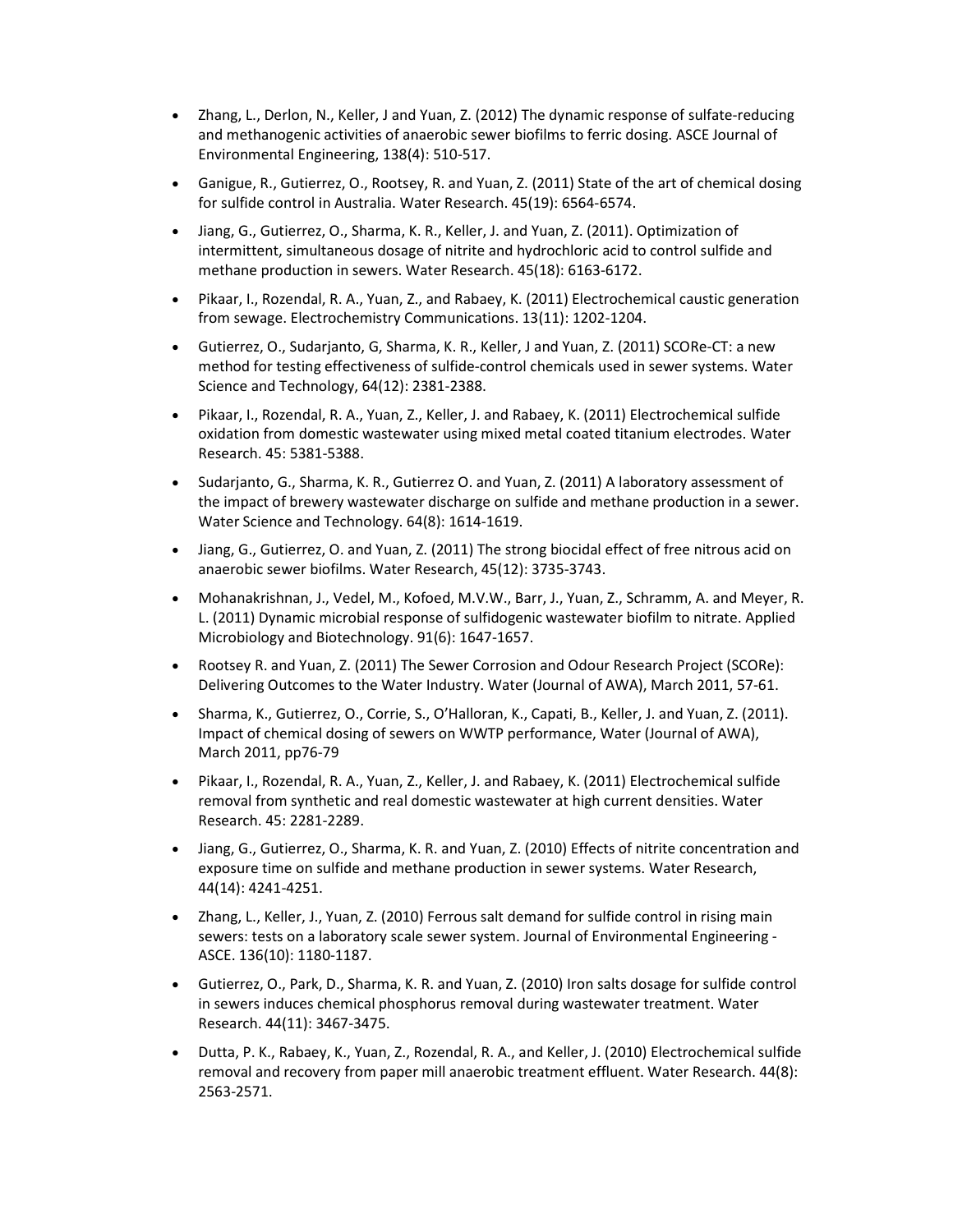- Zhang, L., Derlon, N., Keller, J and Yuan, Z. (2012) The dynamic response of sulfate-reducing and methanogenic activities of anaerobic sewer biofilms to ferric dosing. ASCE Journal of Environmental Engineering, 138(4): 510-517.
- Ganigue, R., Gutierrez, O., Rootsey, R. and Yuan, Z. (2011) State of the art of chemical dosing for sulfide control in Australia. Water Research. 45(19): 6564-6574.
- Jiang, G., Gutierrez, O., Sharma, K. R., Keller, J. and Yuan, Z. (2011). Optimization of intermittent, simultaneous dosage of nitrite and hydrochloric acid to control sulfide and methane production in sewers. Water Research. 45(18): 6163-6172.
- Pikaar, I., Rozendal, R. A., Yuan, Z., and Rabaey, K. (2011) Electrochemical caustic generation from sewage. Electrochemistry Communications. 13(11): 1202-1204.
- Gutierrez, O., Sudarjanto, G, Sharma, K. R., Keller, J and Yuan, Z. (2011) SCORe-CT: a new method for testing effectiveness of sulfide-control chemicals used in sewer systems. Water Science and Technology, 64(12): 2381-2388.
- Pikaar, I., Rozendal, R. A., Yuan, Z., Keller, J. and Rabaey, K. (2011) Electrochemical sulfide oxidation from domestic wastewater using mixed metal coated titanium electrodes. Water Research. 45: 5381-5388.
- Sudarjanto, G., Sharma, K. R., Gutierrez O. and Yuan, Z. (2011) A laboratory assessment of the impact of brewery wastewater discharge on sulfide and methane production in a sewer. Water Science and Technology. 64(8): 1614-1619.
- Jiang, G., Gutierrez, O. and Yuan, Z. (2011) The strong biocidal effect of free nitrous acid on anaerobic sewer biofilms. Water Research, 45(12): 3735-3743.
- Mohanakrishnan, J., Vedel, M., Kofoed, M.V.W., Barr, J., Yuan, Z., Schramm, A. and Meyer, R. L. (2011) Dynamic microbial response of sulfidogenic wastewater biofilm to nitrate. Applied Microbiology and Biotechnology. 91(6): 1647-1657.
- Rootsey R. and Yuan, Z. (2011) The Sewer Corrosion and Odour Research Project (SCORe): Delivering Outcomes to the Water Industry. Water (Journal of AWA), March 2011, 57-61.
- Sharma, K., Gutierrez, O., Corrie, S., O'Halloran, K., Capati, B., Keller, J. and Yuan, Z. (2011). Impact of chemical dosing of sewers on WWTP performance, Water (Journal of AWA), March 2011, pp76-79
- Pikaar, I., Rozendal, R. A., Yuan, Z., Keller, J. and Rabaey, K. (2011) Electrochemical sulfide removal from synthetic and real domestic wastewater at high current densities. Water Research. 45: 2281-2289.
- Jiang, G., Gutierrez, O., Sharma, K. R. and Yuan, Z. (2010) Effects of nitrite concentration and exposure time on sulfide and methane production in sewer systems. Water Research, 44(14): 4241-4251.
- Zhang, L., Keller, J., Yuan, Z. (2010) Ferrous salt demand for sulfide control in rising main sewers: tests on a laboratory scale sewer system. Journal of Environmental Engineering - ASCE. 136(10): 1180-1187.
- Gutierrez, O., Park, D., Sharma, K. R. and Yuan, Z. (2010) Iron salts dosage for sulfide control in sewers induces chemical phosphorus removal during wastewater treatment. Water Research. 44(11): 3467-3475.
- Dutta, P. K., Rabaey, K., Yuan, Z., Rozendal, R. A., and Keller, J. (2010) Electrochemical sulfide removal and recovery from paper mill anaerobic treatment effluent. Water Research. 44(8): 2563-2571.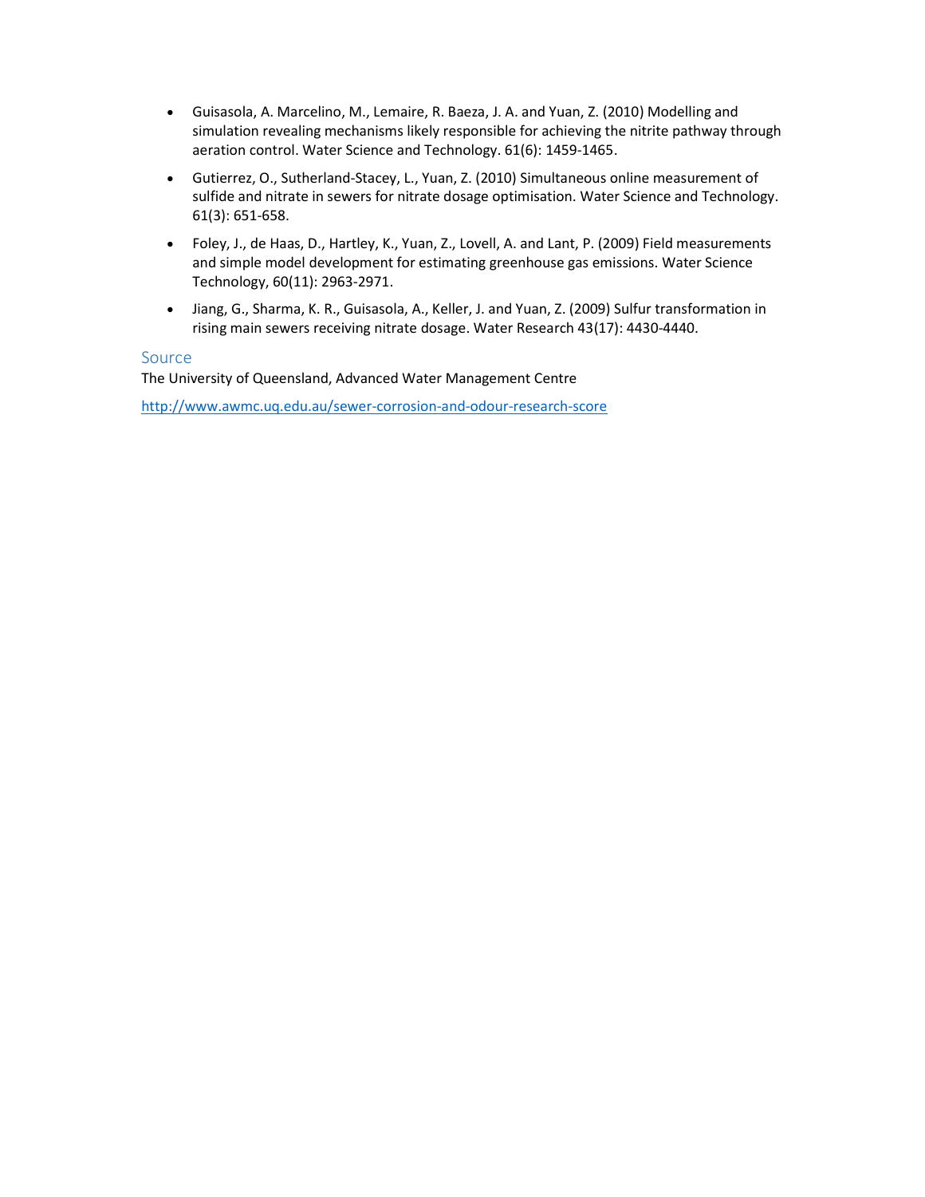- Guisasola, A. Marcelino, M., Lemaire, R. Baeza, J. A. and Yuan, Z. (2010) Modelling and simulation revealing mechanisms likely responsible for achieving the nitrite pathway through aeration control. Water Science and Technology. 61(6): 1459-1465.
- Gutierrez, O., Sutherland-Stacey, L., Yuan, Z. (2010) Simultaneous online measurement of sulfide and nitrate in sewers for nitrate dosage optimisation. Water Science and Technology. 61(3): 651-658.
- Foley, J., de Haas, D., Hartley, K., Yuan, Z., Lovell, A. and Lant, P. (2009) Field measurements and simple model development for estimating greenhouse gas emissions. Water Science Technology, 60(11): 2963-2971.
- Jiang, G., Sharma, K. R., Guisasola, A., Keller, J. and Yuan, Z. (2009) Sulfur transformation in rising main sewers receiving nitrate dosage. Water Research 43(17): 4430-4440.

## Source

The University of Queensland, Advanced Water Management Centre

http://www.awmc.uq.edu.au/sewer-corrosion-and-odour-research-score